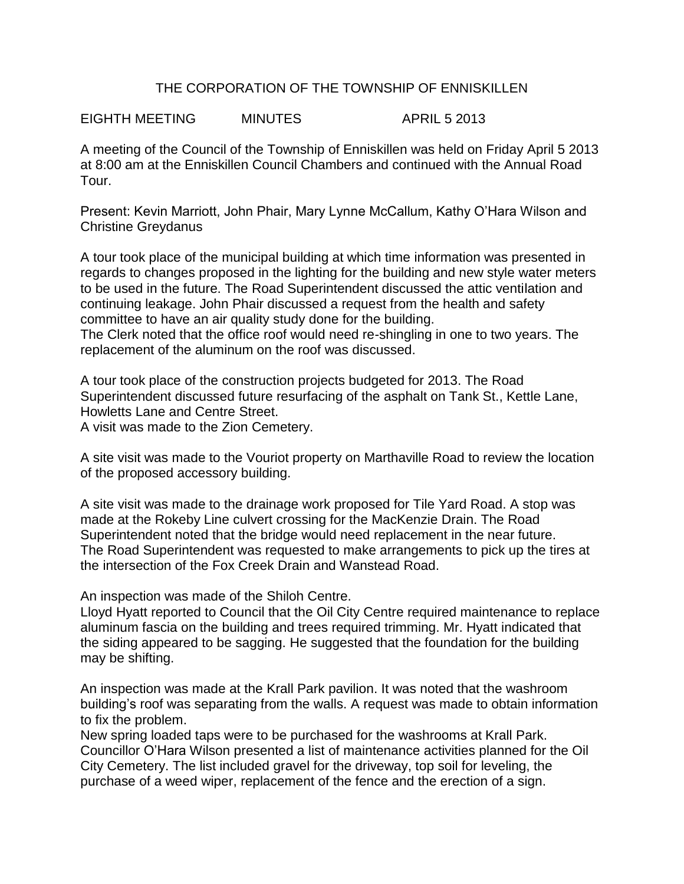# THE CORPORATION OF THE TOWNSHIP OF ENNISKILLEN

EIGHTH MEETING MINUTES APRIL 5 2013

A meeting of the Council of the Township of Enniskillen was held on Friday April 5 2013 at 8:00 am at the Enniskillen Council Chambers and continued with the Annual Road Tour.

Present: Kevin Marriott, John Phair, Mary Lynne McCallum, Kathy O'Hara Wilson and Christine Greydanus

A tour took place of the municipal building at which time information was presented in regards to changes proposed in the lighting for the building and new style water meters to be used in the future. The Road Superintendent discussed the attic ventilation and continuing leakage. John Phair discussed a request from the health and safety committee to have an air quality study done for the building.
The Clerk noted that the office roof would need re-shingling in one to two years. The replacement of the aluminum on the roof was discussed.

A tour took place of the construction projects budgeted for 2013. The Road Superintendent discussed future resurfacing of the asphalt on Tank St., Kettle Lane, Howletts Lane and Centre Street.
A visit was made to the Zion Cemetery.

A site visit was made to the Vouriot property on Marthaville Road to review the location of the proposed accessory building.

A site visit was made to the drainage work proposed for Tile Yard Road. A stop was made at the Rokeby Line culvert crossing for the MacKenzie Drain. The Road Superintendent noted that the bridge would need replacement in the near future.
The Road Superintendent was requested to make arrangements to pick up the tires at the intersection of the Fox Creek Drain and Wanstead Road.

An inspection was made of the Shiloh Centre.
Lloyd Hyatt reported to Council that the Oil City Centre required maintenance to replace aluminum fascia on the building and trees required trimming. Mr. Hyatt indicated that the siding appeared to be sagging. He suggested that the foundation for the building may be shifting.

An inspection was made at the Krall Park pavilion. It was noted that the washroom building's roof was separating from the walls. A request was made to obtain information to fix the problem.
New spring loaded taps were to be purchased for the washrooms at Krall Park.
Councillor O'Hara Wilson presented a list of maintenance activities planned for the Oil City Cemetery. The list included gravel for the driveway, top soil for leveling, the purchase of a weed wiper, replacement of the fence and the erection of a sign.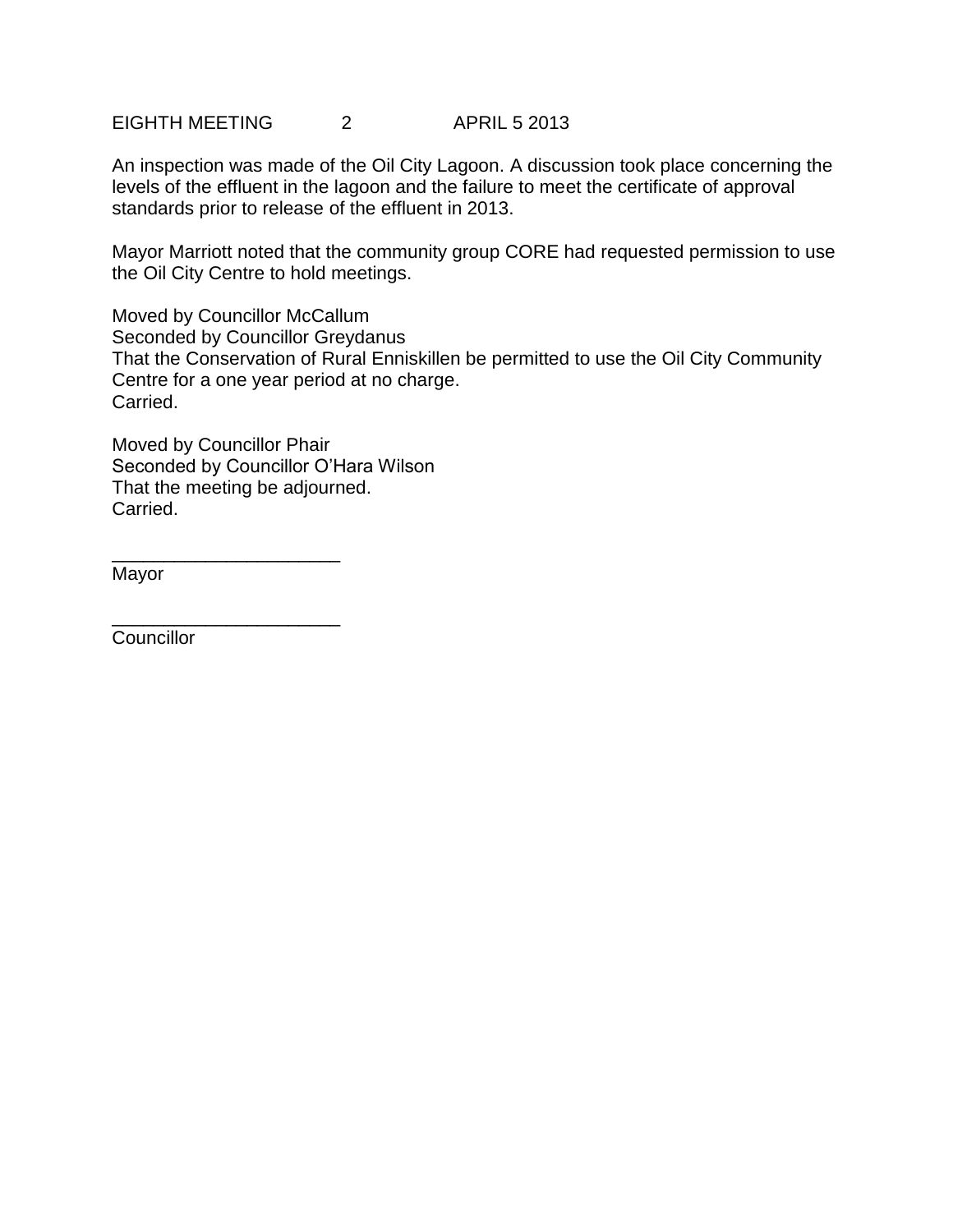An inspection was made of the Oil City Lagoon. A discussion took place concerning the levels of the effluent in the lagoon and the failure to meet the certificate of approval standards prior to release of the effluent in 2013.

Mayor Marriott noted that the community group CORE had requested permission to use the Oil City Centre to hold meetings.

Moved by Councillor McCallum
Seconded by Councillor Greydanus
That the Conservation of Rural Enniskillen be permitted to use the Oil City Community Centre for a one year period at no charge.
Carried.

Moved by Councillor Phair
Seconded by Councillor O'Hara Wilson
That the meeting be adjourned.
Carried.

______________________
Mayor

______________________
Councillor